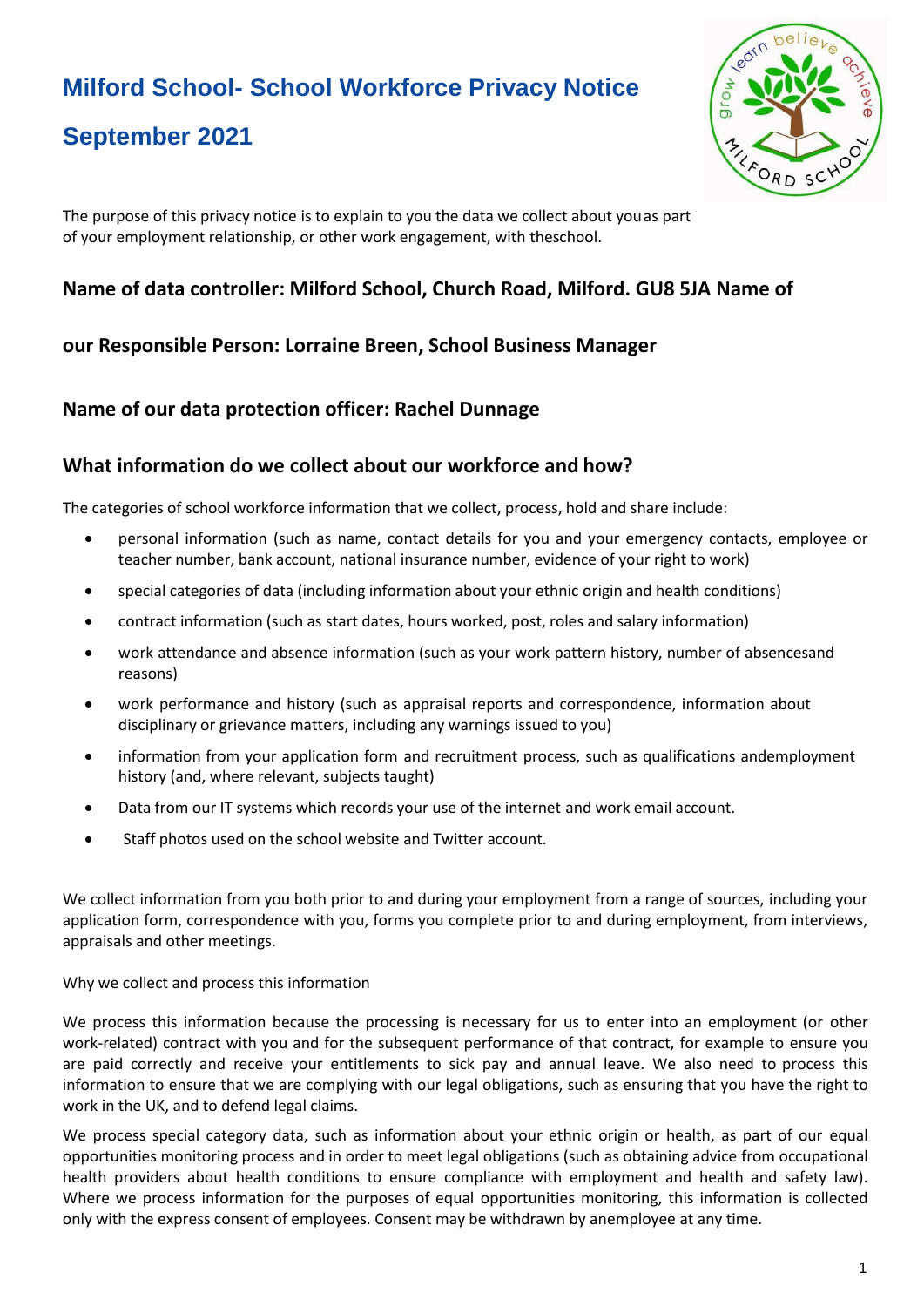# Milford School- School Workforce Privacy Notice

# September 2021

The purpose of this privacy notice is to explain to you the data we collect about you as part of your employment relationship, or other work engagement, with the school.

## Name of data controller: Milford School, Church Road, Milford. GU8 5JA Name of

## our Responsible Person: Lorraine Breen, School Business Manager

## Name of our data protection officer: Rachel Dunnage

## What information do we collect about our workforce and how?

The categories of school workforce information that we collect, process, hold and share include:

- personal information (such as name, contact details for you and your emergency contacts, employee or teacher number, bank account, national insurance number, evidence of your right to work)
- special categories of data (including information about your ethnic origin and health conditions)
- contract information (such as start dates, hours worked, post, roles and salary information)
- work attendance and absence information (such as your work pattern history, number of absences and reasons)
- work performance and history (such as appraisal reports and correspondence, information about disciplinary or grievance matters, including any warnings issued to you)
- information from your application form and recruitment process, such as qualifications and employment history (and, where relevant, subjects taught)
- Data from our IT systems which records your use of the internet and work email account.
- Staff photos used on the school website and Twitter account.

We collect information from you both prior to and during your employment from a range of sources, including your application form, correspondence with you, forms you complete prior to and during employment, from interviews, appraisals and other meetings.

Why we collect and process this information

We process this information because the processing is necessary for us to enter into an employment (or other work-related) contract with you and for the subsequent performance of that contract, for example to ensure you are paid correctly and receive your entitlements to sick pay and annual leave. We also need to process this information to ensure that we are complying with our legal obligations, such as ensuring that you have the right to work in the UK, and to defend legal claims.

We process special category data, such as information about your ethnic origin or health, as part of our equal opportunities monitoring process and in order to meet legal obligations (such as obtaining advice from occupational health providers about health conditions to ensure compliance with employment and health and safety law). Where we process information for the purposes of equal opportunities monitoring, this information is collected only with the express consent of employees. Consent may be withdrawn by an employee at any time.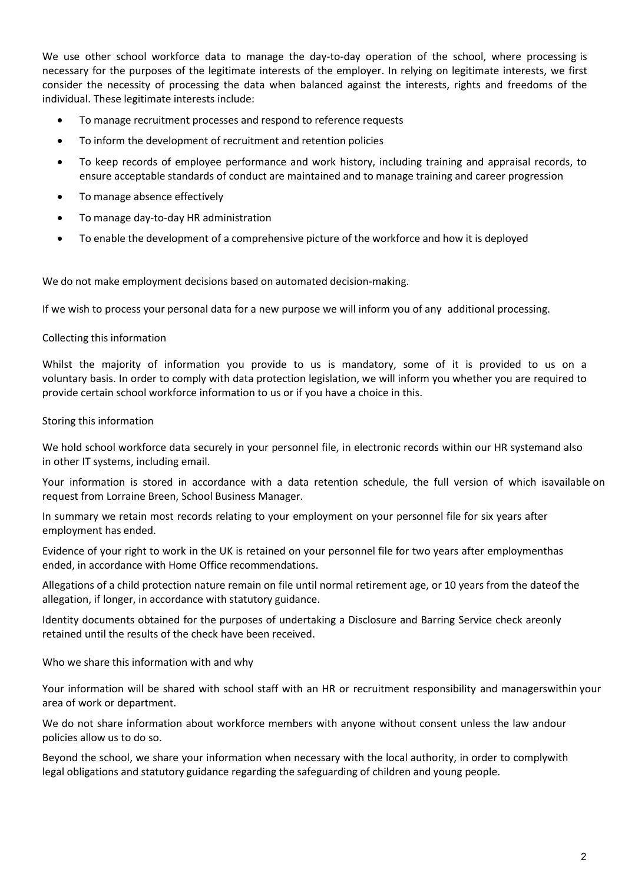We use other school workforce data to manage the day-to-day operation of the school, where processing is necessary for the purposes of the legitimate interests of the employer. In relying on legitimate interests, we first consider the necessity of processing the data when balanced against the interests, rights and freedoms of the individual. These legitimate interests include:

- To manage recruitment processes and respond to reference requests
- To inform the development of recruitment and retention policies
- To keep records of employee performance and work history, including training and appraisal records, to ensure acceptable standards of conduct are maintained and to manage training and career progression
- To manage absence effectively
- To manage day-to-day HR administration
- To enable the development of a comprehensive picture of the workforce and how it is deployed

We do not make employment decisions based on automated decision-making.

If we wish to process your personal data for a new purpose we will inform you of any additional processing.

## Collecting this information

Whilst the majority of information you provide to us is mandatory, some of it is provided to us on a voluntary basis. In order to comply with data protection legislation, we will inform you whether you are required to provide certain school workforce information to us or if you have a choice in this.

## Storing this information

We hold school workforce data securely in your personnel file, in electronic records within our HR systemand also in other IT systems, including email.

Your information is stored in accordance with a data retention schedule, the full version of which isavailable on request from Lorraine Breen, School Business Manager.

In summary we retain most records relating to your employment on your personnel file for six years after employment has ended.

Evidence of your right to work in the UK is retained on your personnel file for two years after employmenthas ended, in accordance with Home Office recommendations.

Allegations of a child protection nature remain on file until normal retirement age, or 10 years from the dateof the allegation, if longer, in accordance with statutory guidance.

Identity documents obtained for the purposes of undertaking a Disclosure and Barring Service check areonly retained until the results of the check have been received.

## Who we share this information with and why

Your information will be shared with school staff with an HR or recruitment responsibility and managerswithin your area of work or department.

We do not share information about workforce members with anyone without consent unless the law andour policies allow us to do so.

Beyond the school, we share your information when necessary with the local authority, in order to complywith legal obligations and statutory guidance regarding the safeguarding of children and young people.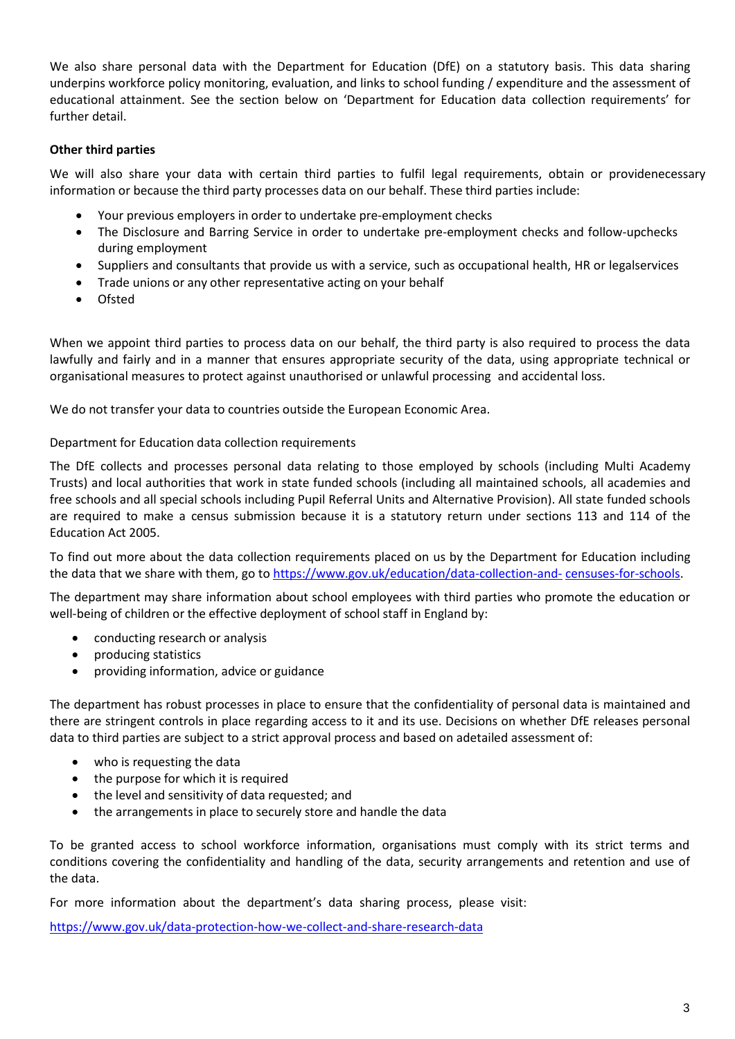We also share personal data with the Department for Education (DfE) on a statutory basis. This data sharing underpins workforce policy monitoring, evaluation, and links to school funding / expenditure and the assessment of educational attainment. See the section below on 'Department for Education data collection requirements' for further detail.

**Other third parties**

We will also share your data with certain third parties to fulfil legal requirements, obtain or providenecessary information or because the third party processes data on our behalf. These third parties include:

- Your previous employers in order to undertake pre-employment checks
- The Disclosure and Barring Service in order to undertake pre-employment checks and follow-upchecks during employment
- Suppliers and consultants that provide us with a service, such as occupational health, HR or legalservices
- Trade unions or any other representative acting on your behalf
- Ofsted

When we appoint third parties to process data on our behalf, the third party is also required to process the data lawfully and fairly and in a manner that ensures appropriate security of the data, using appropriate technical or organisational measures to protect against unauthorised or unlawful processing and accidental loss.

We do not transfer your data to countries outside the European Economic Area.

Department for Education data collection requirements

The DfE collects and processes personal data relating to those employed by schools (including Multi Academy Trusts) and local authorities that work in state funded schools (including all maintained schools, all academies and free schools and all special schools including Pupil Referral Units and Alternative Provision). All state funded schools are required to make a census submission because it is a statutory return under sections 113 and 114 of the Education Act 2005.

To find out more about the data collection requirements placed on us by the Department for Education including the data that we share with them, go to https://www.gov.uk/education/data-collection-and- censuses-for-schools.

The department may share information about school employees with third parties who promote the education or well-being of children or the effective deployment of school staff in England by:

- conducting research or analysis
- producing statistics
- providing information, advice or guidance

The department has robust processes in place to ensure that the confidentiality of personal data is maintained and there are stringent controls in place regarding access to it and its use. Decisions on whether DfE releases personal data to third parties are subject to a strict approval process and based on adetailed assessment of:

- who is requesting the data
- the purpose for which it is required
- the level and sensitivity of data requested; and
- the arrangements in place to securely store and handle the data

To be granted access to school workforce information, organisations must comply with its strict terms and conditions covering the confidentiality and handling of the data, security arrangements and retention and use of the data.

For more information about the department's data sharing process, please visit:

https://www.gov.uk/data-protection-how-we-collect-and-share-research-data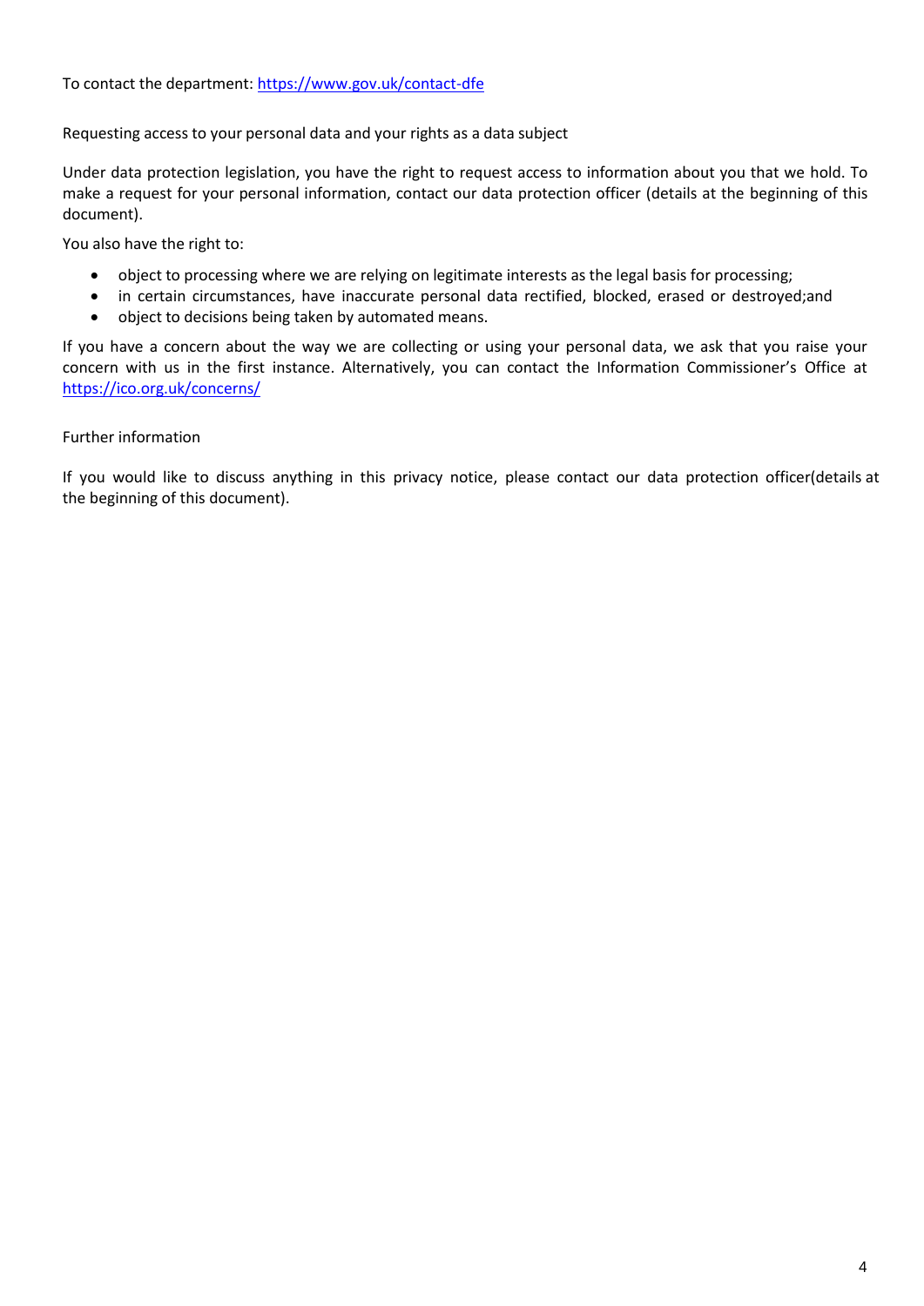To contact the department: https://www.gov.uk/contact-dfe

Requesting access to your personal data and your rights as a data subject

Under data protection legislation, you have the right to request access to information about you that we hold. To make a request for your personal information, contact our data protection officer (details at the beginning of this document).

You also have the right to:

- object to processing where we are relying on legitimate interests as the legal basis for processing;
- in certain circumstances, have inaccurate personal data rectified, blocked, erased or destroyed;and
- object to decisions being taken by automated means.

If you have a concern about the way we are collecting or using your personal data, we ask that you raise your concern with us in the first instance. Alternatively, you can contact the Information Commissioner's Office at https://ico.org.uk/concerns/

Further information

If you would like to discuss anything in this privacy notice, please contact our data protection officer(details at the beginning of this document).